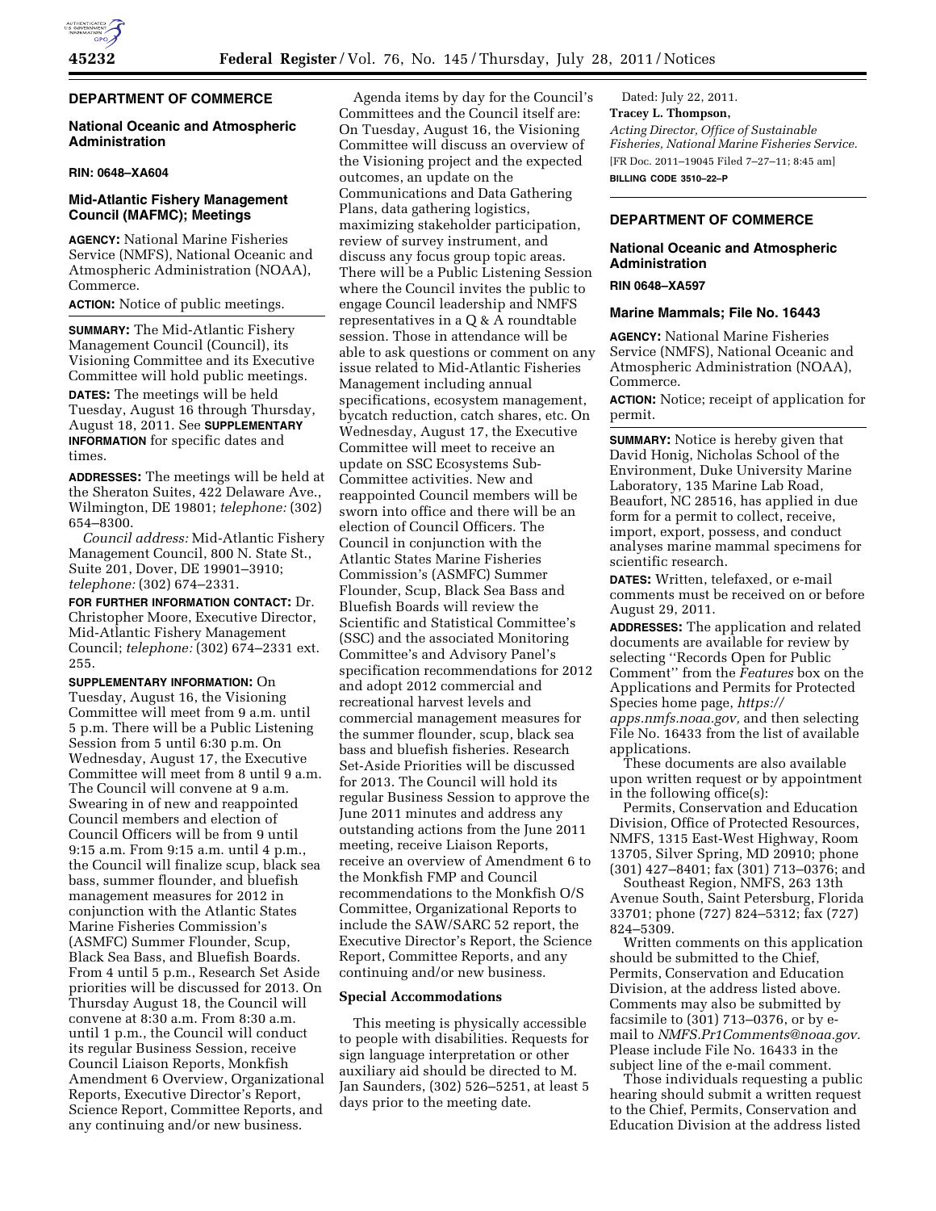## DEPARTMENT OF COMMERCE

### National Oceanic and Atmospheric Administration

**RIN: 0648–XA604**

### Mid-Atlantic Fishery Management Council (MAFMC); Meetings

**AGENCY:** National Marine Fisheries Service (NMFS), National Oceanic and Atmospheric Administration (NOAA), Commerce.

**ACTION:** Notice of public meetings.

**SUMMARY:** The Mid-Atlantic Fishery Management Council (Council), its Visioning Committee and its Executive Committee will hold public meetings.

**DATES:** The meetings will be held Tuesday, August 16 through Thursday, August 18, 2011. See **SUPPLEMENTARY INFORMATION** for specific dates and times.

**ADDRESSES:** The meetings will be held at the Sheraton Suites, 422 Delaware Ave., Wilmington, DE 19801; *telephone:* (302) 654–8300.

*Council address:* Mid-Atlantic Fishery Management Council, 800 N. State St., Suite 201, Dover, DE 19901–3910; *telephone:* (302) 674–2331.

**FOR FURTHER INFORMATION CONTACT:** Dr. Christopher Moore, Executive Director, Mid-Atlantic Fishery Management Council; *telephone:* (302) 674–2331 ext. 255.

**SUPPLEMENTARY INFORMATION:** On Tuesday, August 16, the Visioning Committee will meet from 9 a.m. until 5 p.m. There will be a Public Listening Session from 5 until 6:30 p.m. On Wednesday, August 17, the Executive Committee will meet from 8 until 9 a.m. The Council will convene at 9 a.m. Swearing in of new and reappointed Council members and election of Council Officers will be from 9 until 9:15 a.m. From 9:15 a.m. until 4 p.m., the Council will finalize scup, black sea bass, summer flounder, and bluefish management measures for 2012 in conjunction with the Atlantic States Marine Fisheries Commission's (ASMFC) Summer Flounder, Scup, Black Sea Bass, and Bluefish Boards. From 4 until 5 p.m., Research Set Aside priorities will be discussed for 2013. On Thursday August 18, the Council will convene at 8:30 a.m. From 8:30 a.m. until 1 p.m., the Council will conduct its regular Business Session, receive Council Liaison Reports, Monkfish Amendment 6 Overview, Organizational Reports, Executive Director's Report, Science Report, Committee Reports, and any continuing and/or new business.

Agenda items by day for the Council's Committees and the Council itself are: On Tuesday, August 16, the Visioning Committee will discuss an overview of the Visioning project and the expected outcomes, an update on the Communications and Data Gathering Plans, data gathering logistics, maximizing stakeholder participation, review of survey instrument, and discuss any focus group topic areas. There will be a Public Listening Session where the Council invites the public to engage Council leadership and NMFS representatives in a Q & A roundtable session. Those in attendance will be able to ask questions or comment on any issue related to Mid-Atlantic Fisheries Management including annual specifications, ecosystem management, bycatch reduction, catch shares, etc. On Wednesday, August 17, the Executive Committee will meet to receive an update on SSC Ecosystems Sub-Committee activities. New and reappointed Council members will be sworn into office and there will be an election of Council Officers. The Council in conjunction with the Atlantic States Marine Fisheries Commission's (ASMFC) Summer Flounder, Scup, Black Sea Bass and Bluefish Boards will review the Scientific and Statistical Committee's (SSC) and the associated Monitoring Committee's and Advisory Panel's specification recommendations for 2012 and adopt 2012 commercial and recreational harvest levels and commercial management measures for the summer flounder, scup, black sea bass and bluefish fisheries. Research Set-Aside Priorities will be discussed for 2013. The Council will hold its regular Business Session to approve the June 2011 minutes and address any outstanding actions from the June 2011 meeting, receive Liaison Reports, receive an overview of Amendment 6 to the Monkfish FMP and Council recommendations to the Monkfish O/S Committee, Organizational Reports to include the SAW/SARC 52 report, the Executive Director's Report, the Science Report, Committee Reports, and any continuing and/or new business.

#### Special Accommodations

This meeting is physically accessible to people with disabilities. Requests for sign language interpretation or other auxiliary aid should be directed to M. Jan Saunders, (302) 526–5251, at least 5 days prior to the meeting date.

Dated: July 22, 2011.

**Tracey L. Thompson,**

*Acting Director, Office of Sustainable Fisheries, National Marine Fisheries Service.*

[FR Doc. 2011–19045 Filed 7–27–11; 8:45 am]

**BILLING CODE 3510–22–P**

## DEPARTMENT OF COMMERCE

### National Oceanic and Atmospheric Administration

**RIN 0648–XA597**

### Marine Mammals; File No. 16443

**AGENCY:** National Marine Fisheries Service (NMFS), National Oceanic and Atmospheric Administration (NOAA), Commerce.

**ACTION:** Notice; receipt of application for permit.

**SUMMARY:** Notice is hereby given that David Honig, Nicholas School of the Environment, Duke University Marine Laboratory, 135 Marine Lab Road, Beaufort, NC 28516, has applied in due form for a permit to collect, receive, import, export, possess, and conduct analyses marine mammal specimens for scientific research.

**DATES:** Written, telefaxed, or e-mail comments must be received on or before August 29, 2011.

**ADDRESSES:** The application and related documents are available for review by selecting "Records Open for Public Comment" from the *Features* box on the Applications and Permits for Protected Species home page, *https://apps.nmfs.noaa.gov,* and then selecting File No. 16433 from the list of available applications.

These documents are also available upon written request or by appointment in the following office(s):

Permits, Conservation and Education Division, Office of Protected Resources, NMFS, 1315 East-West Highway, Room 13705, Silver Spring, MD 20910; phone (301) 427–8401; fax (301) 713–0376; and

Southeast Region, NMFS, 263 13th Avenue South, Saint Petersburg, Florida 33701; phone (727) 824–5312; fax (727) 824–5309.

Written comments on this application should be submitted to the Chief, Permits, Conservation and Education Division, at the address listed above. Comments may also be submitted by facsimile to (301) 713–0376, or by e-mail to *NMFS.Pr1Comments@noaa.gov.* Please include File No. 16433 in the subject line of the e-mail comment.

Those individuals requesting a public hearing should submit a written request to the Chief, Permits, Conservation and Education Division at the address listed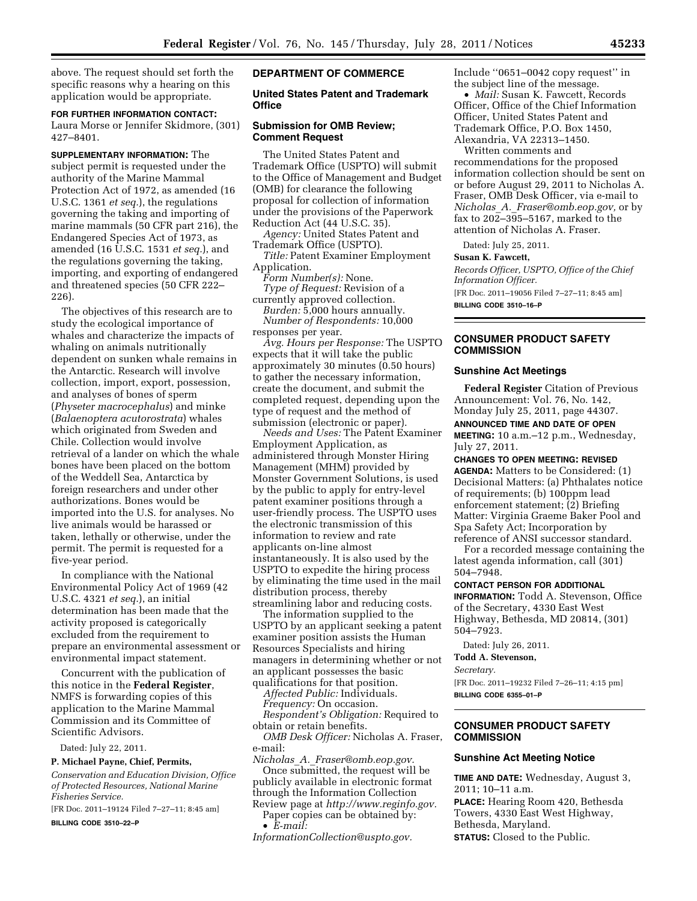above. The request should set forth the specific reasons why a hearing on this application would be appropriate.

**FOR FURTHER INFORMATION CONTACT:** Laura Morse or Jennifer Skidmore, (301) 427–8401.

**SUPPLEMENTARY INFORMATION:** The subject permit is requested under the authority of the Marine Mammal Protection Act of 1972, as amended (16 U.S.C. 1361 *et seq.*), the regulations governing the taking and importing of marine mammals (50 CFR part 216), the Endangered Species Act of 1973, as amended (16 U.S.C. 1531 *et seq.*), and the regulations governing the taking, importing, and exporting of endangered and threatened species (50 CFR 222–226).

The objectives of this research are to study the ecological importance of whales and characterize the impacts of whaling on animals nutritionally dependent on sunken whale remains in the Antarctic. Research will involve collection, import, export, possession, and analyses of bones of sperm (*Physeter macrocephalus*) and minke (*Balaenoptera acutorostrata*) whales which originated from Sweden and Chile. Collection would involve retrieval of a lander on which the whale bones have been placed on the bottom of the Weddell Sea, Antarctica by foreign researchers and under other authorizations. Bones would be imported into the U.S. for analyses. No live animals would be harassed or taken, lethally or otherwise, under the permit. The permit is requested for a five-year period.

In compliance with the National Environmental Policy Act of 1969 (42 U.S.C. 4321 *et seq.*), an initial determination has been made that the activity proposed is categorically excluded from the requirement to prepare an environmental assessment or environmental impact statement.

Concurrent with the publication of this notice in the **Federal Register**, NMFS is forwarding copies of this application to the Marine Mammal Commission and its Committee of Scientific Advisors.

Dated: July 22, 2011.

**P. Michael Payne, Chief, Permits,**

*Conservation and Education Division, Office of Protected Resources, National Marine Fisheries Service.*

[FR Doc. 2011–19124 Filed 7–27–11; 8:45 am]

**BILLING CODE 3510–22–P**

## DEPARTMENT OF COMMERCE

### United States Patent and Trademark Office

### Submission for OMB Review; Comment Request

The United States Patent and Trademark Office (USPTO) will submit to the Office of Management and Budget (OMB) for clearance the following proposal for collection of information under the provisions of the Paperwork Reduction Act (44 U.S.C. 35).

*Agency:* United States Patent and Trademark Office (USPTO).

*Title:* Patent Examiner Employment Application.

*Form Number(s):* None.

*Type of Request:* Revision of a currently approved collection.

*Burden:* 5,000 hours annually.

*Number of Respondents:* 10,000 responses per year.

*Avg. Hours per Response:* The USPTO expects that it will take the public approximately 30 minutes (0.50 hours) to gather the necessary information, create the document, and submit the completed request, depending upon the type of request and the method of submission (electronic or paper).

*Needs and Uses:* The Patent Examiner Employment Application, as administered through Monster Hiring Management (MHM) provided by Monster Government Solutions, is used by the public to apply for entry-level patent examiner positions through a user-friendly process. The USPTO uses the electronic transmission of this information to review and rate applicants on-line almost instantaneously. It is also used by the USPTO to expedite the hiring process by eliminating the time used in the mail distribution process, thereby streamlining labor and reducing costs.

The information supplied to the USPTO by an applicant seeking a patent examiner position assists the Human Resources Specialists and hiring managers in determining whether or not an applicant possesses the basic qualifications for that position.

*Affected Public:* Individuals.

*Frequency:* On occasion.

*Respondent's Obligation:* Required to obtain or retain benefits.

*OMB Desk Officer:* Nicholas A. Fraser, e-mail: *Nicholas_A._Fraser@omb.eop.gov.*

Once submitted, the request will be publicly available in electronic format through the Information Collection Review page at *http://www.reginfo.gov.*

Paper copies can be obtained by:

• *E-mail: InformationCollection@uspto.gov.* Include ''0651–0042 copy request'' in the subject line of the message.

• *Mail:* Susan K. Fawcett, Records Officer, Office of the Chief Information Officer, United States Patent and Trademark Office, P.O. Box 1450, Alexandria, VA 22313–1450.

Written comments and recommendations for the proposed information collection should be sent on or before August 29, 2011 to Nicholas A. Fraser, OMB Desk Officer, via e-mail to *Nicholas_A._Fraser@omb.eop.gov,* or by fax to 202–395–5167, marked to the attention of Nicholas A. Fraser.

Dated: July 25, 2011.

**Susan K. Fawcett,**

*Records Officer, USPTO, Office of the Chief Information Officer.*

[FR Doc. 2011–19056 Filed 7–27–11; 8:45 am]

**BILLING CODE 3510–16–P**

## CONSUMER PRODUCT SAFETY COMMISSION

### Sunshine Act Meetings

**Federal Register** Citation of Previous Announcement: Vol. 76, No. 142, Monday July 25, 2011, page 44307.

**ANNOUNCED TIME AND DATE OF OPEN MEETING:** 10 a.m.–12 p.m., Wednesday, July 27, 2011.

**CHANGES TO OPEN MEETING: REVISED AGENDA:** Matters to be Considered: (1) Decisional Matters: (a) Phthalates notice of requirements; (b) 100ppm lead enforcement statement; (2) Briefing Matter: Virginia Graeme Baker Pool and Spa Safety Act; Incorporation by reference of ANSI successor standard.

For a recorded message containing the latest agenda information, call (301) 504–7948.

**CONTACT PERSON FOR ADDITIONAL INFORMATION:** Todd A. Stevenson, Office of the Secretary, 4330 East West Highway, Bethesda, MD 20814, (301) 504–7923.

Dated: July 26, 2011.

**Todd A. Stevenson,**

*Secretary.*

[FR Doc. 2011–19232 Filed 7–26–11; 4:15 pm]

**BILLING CODE 6355–01–P**

## CONSUMER PRODUCT SAFETY COMMISSION

### Sunshine Act Meeting Notice

**TIME AND DATE:** Wednesday, August 3, 2011; 10–11 a.m.

**PLACE:** Hearing Room 420, Bethesda Towers, 4330 East West Highway, Bethesda, Maryland.

**STATUS:** Closed to the Public.